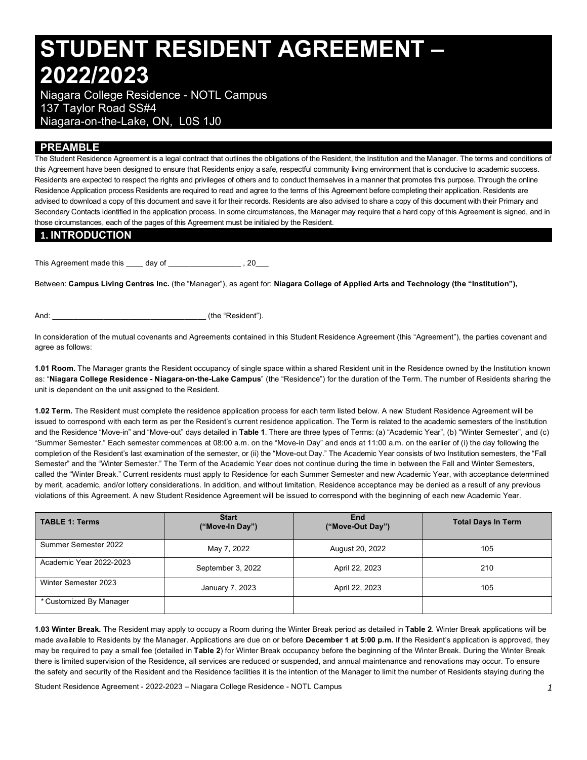# STUDENT RESIDENT AGREEMENT – 2022/2023

Niagara College Residence - NOTL Campus
137 Taylor Road SS#4
Niagara-on-the-Lake, ON, L0S 1J0

## PREAMBLE

The Student Residence Agreement is a legal contract that outlines the obligations of the Resident, the Institution and the Manager. The terms and conditions of this Agreement have been designed to ensure that Residents enjoy a safe, respectful community living environment that is conducive to academic success. Residents are expected to respect the rights and privileges of others and to conduct themselves in a manner that promotes this purpose. Through the online Residence Application process Residents are required to read and agree to the terms of this Agreement before completing their application. Residents are advised to download a copy of this document and save it for their records. Residents are also advised to share a copy of this document with their Primary and Secondary Contacts identified in the application process. In some circumstances, the Manager may require that a hard copy of this Agreement is signed, and in those circumstances, each of the pages of this Agreement must be initialed by the Resident.

## 1. INTRODUCTION

This Agreement made this ____ day of _________________ , 20___

Between: **Campus Living Centres Inc.** (the "Manager"), as agent for: **Niagara College of Applied Arts and Technology (the "Institution"),**

And: ____________________________________ (the "Resident").

In consideration of the mutual covenants and Agreements contained in this Student Residence Agreement (this "Agreement"), the parties covenant and agree as follows:

**1.01 Room.** The Manager grants the Resident occupancy of single space within a shared Resident unit in the Residence owned by the Institution known as: "**Niagara College Residence - Niagara-on-the-Lake Campus**" (the "Residence") for the duration of the Term. The number of Residents sharing the unit is dependent on the unit assigned to the Resident.

**1.02 Term.** The Resident must complete the residence application process for each term listed below. A new Student Residence Agreement will be issued to correspond with each term as per the Resident's current residence application. The Term is related to the academic semesters of the Institution and the Residence "Move-in" and "Move-out" days detailed in **Table 1**. There are three types of Terms: (a) "Academic Year", (b) "Winter Semester", and (c) "Summer Semester." Each semester commences at 08:00 a.m. on the "Move-in Day" and ends at 11:00 a.m. on the earlier of (i) the day following the completion of the Resident's last examination of the semester, or (ii) the "Move-out Day." The Academic Year consists of two Institution semesters, the "Fall Semester" and the "Winter Semester." The Term of the Academic Year does not continue during the time in between the Fall and Winter Semesters, called the "Winter Break." Current residents must apply to Residence for each Summer Semester and new Academic Year, with acceptance determined by merit, academic, and/or lottery considerations. In addition, and without limitation, Residence acceptance may be denied as a result of any previous violations of this Agreement. A new Student Residence Agreement will be issued to correspond with the beginning of each new Academic Year.

| TABLE 1: Terms | Start ("Move-In Day") | End ("Move-Out Day") | Total Days In Term |
|---|---|---|---|
| Summer Semester 2022 | May 7, 2022 | August 20, 2022 | 105 |
| Academic Year 2022-2023 | September 3, 2022 | April 22, 2023 | 210 |
| Winter Semester 2023 | January 7, 2023 | April 22, 2023 | 105 |
| * Customized By Manager | | | |

**1.03 Winter Break.** The Resident may apply to occupy a Room during the Winter Break period as detailed in **Table 2**. Winter Break applications will be made available to Residents by the Manager. Applications are due on or before **December 1 at 5:00 p.m.** If the Resident's application is approved, they may be required to pay a small fee (detailed in **Table 2**) for Winter Break occupancy before the beginning of the Winter Break. During the Winter Break there is limited supervision of the Residence, all services are reduced or suspended, and annual maintenance and renovations may occur. To ensure the safety and security of the Resident and the Residence facilities it is the intention of the Manager to limit the number of Residents staying during the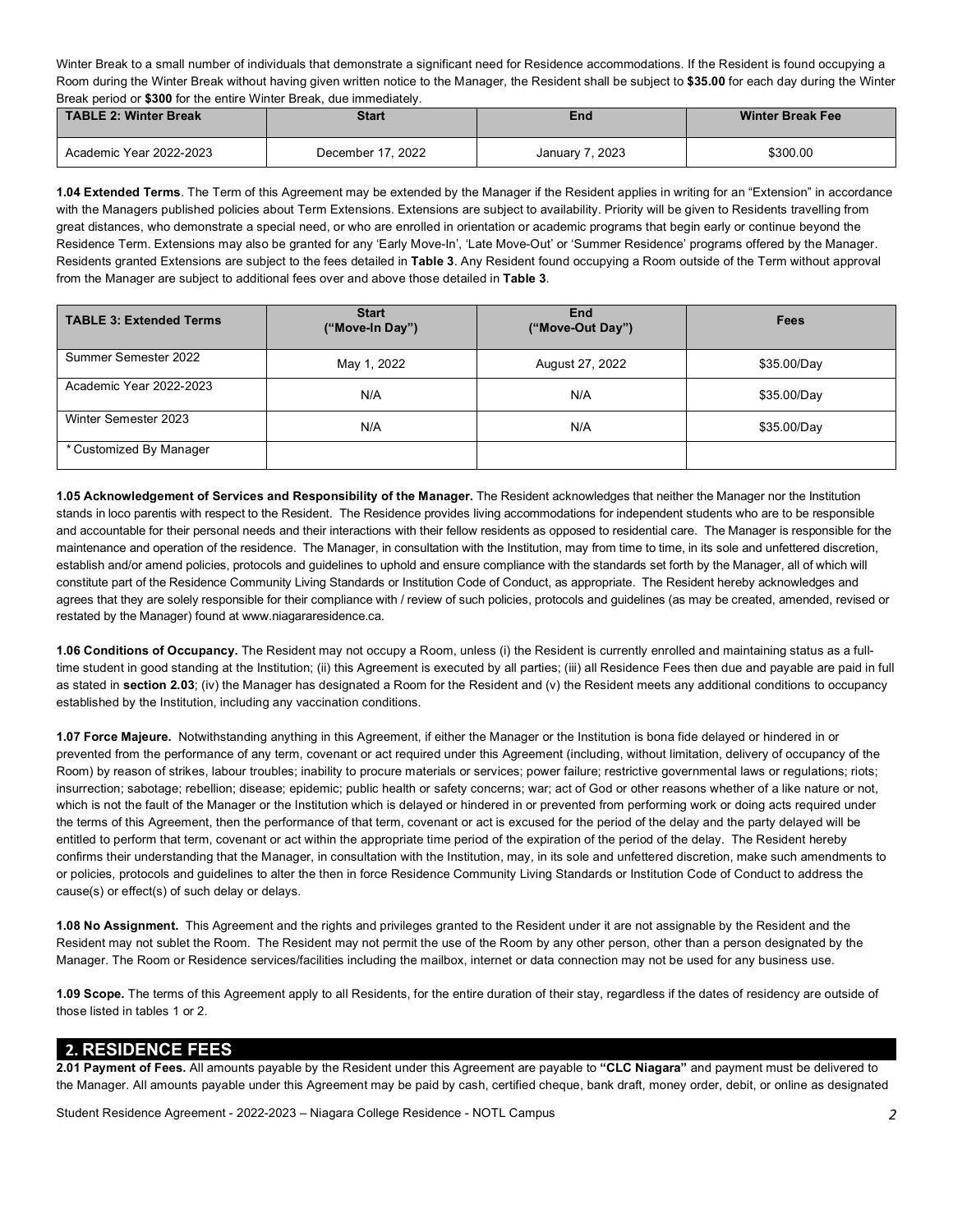Winter Break to a small number of individuals that demonstrate a significant need for Residence accommodations. If the Resident is found occupying a Room during the Winter Break without having given written notice to the Manager, the Resident shall be subject to **$35.00** for each day during the Winter Break period or **$300** for the entire Winter Break, due immediately.

| TABLE 2: Winter Break | Start | End | Winter Break Fee |
| --- | --- | --- | --- |
| Academic Year 2022-2023 | December 17, 2022 | January 7, 2023 | $300.00 |

**1.04 Extended Terms**. The Term of this Agreement may be extended by the Manager if the Resident applies in writing for an "Extension" in accordance with the Managers published policies about Term Extensions. Extensions are subject to availability. Priority will be given to Residents travelling from great distances, who demonstrate a special need, or who are enrolled in orientation or academic programs that begin early or continue beyond the Residence Term. Extensions may also be granted for any 'Early Move-In', 'Late Move-Out' or 'Summer Residence' programs offered by the Manager. Residents granted Extensions are subject to the fees detailed in **Table 3**. Any Resident found occupying a Room outside of the Term without approval from the Manager are subject to additional fees over and above those detailed in **Table 3**.

| TABLE 3: Extended Terms | Start ("Move-In Day") | End ("Move-Out Day") | Fees |
| --- | --- | --- | --- |
| Summer Semester 2022 | May 1, 2022 | August 27, 2022 | $35.00/Day |
| Academic Year 2022-2023 | N/A | N/A | $35.00/Day |
| Winter Semester 2023 | N/A | N/A | $35.00/Day |
| * Customized By Manager | | | |

**1.05 Acknowledgement of Services and Responsibility of the Manager.** The Resident acknowledges that neither the Manager nor the Institution stands in loco parentis with respect to the Resident. The Residence provides living accommodations for independent students who are to be responsible and accountable for their personal needs and their interactions with their fellow residents as opposed to residential care. The Manager is responsible for the maintenance and operation of the residence. The Manager, in consultation with the Institution, may from time to time, in its sole and unfettered discretion, establish and/or amend policies, protocols and guidelines to uphold and ensure compliance with the standards set forth by the Manager, all of which will constitute part of the Residence Community Living Standards or Institution Code of Conduct, as appropriate. The Resident hereby acknowledges and agrees that they are solely responsible for their compliance with / review of such policies, protocols and guidelines (as may be created, amended, revised or restated by the Manager) found at www.niagararesidence.ca.

**1.06 Conditions of Occupancy.** The Resident may not occupy a Room, unless (i) the Resident is currently enrolled and maintaining status as a full-time student in good standing at the Institution; (ii) this Agreement is executed by all parties; (iii) all Residence Fees then due and payable are paid in full as stated in **section 2.03**; (iv) the Manager has designated a Room for the Resident and (v) the Resident meets any additional conditions to occupancy established by the Institution, including any vaccination conditions.

**1.07 Force Majeure.** Notwithstanding anything in this Agreement, if either the Manager or the Institution is bona fide delayed or hindered in or prevented from the performance of any term, covenant or act required under this Agreement (including, without limitation, delivery of occupancy of the Room) by reason of strikes, labour troubles; inability to procure materials or services; power failure; restrictive governmental laws or regulations; riots; insurrection; sabotage; rebellion; disease; epidemic; public health or safety concerns; war; act of God or other reasons whether of a like nature or not, which is not the fault of the Manager or the Institution which is delayed or hindered in or prevented from performing work or doing acts required under the terms of this Agreement, then the performance of that term, covenant or act is excused for the period of the delay and the party delayed will be entitled to perform that term, covenant or act within the appropriate time period of the expiration of the period of the delay. The Resident hereby confirms their understanding that the Manager, in consultation with the Institution, may, in its sole and unfettered discretion, make such amendments to or policies, protocols and guidelines to alter the then in force Residence Community Living Standards or Institution Code of Conduct to address the cause(s) or effect(s) of such delay or delays.

**1.08 No Assignment.** This Agreement and the rights and privileges granted to the Resident under it are not assignable by the Resident and the Resident may not sublet the Room. The Resident may not permit the use of the Room by any other person, other than a person designated by the Manager. The Room or Residence services/facilities including the mailbox, internet or data connection may not be used for any business use.

**1.09 Scope.** The terms of this Agreement apply to all Residents, for the entire duration of their stay, regardless if the dates of residency are outside of those listed in tables 1 or 2.

## 2. RESIDENCE FEES

**2.01 Payment of Fees.** All amounts payable by the Resident under this Agreement are payable to **"CLC Niagara"** and payment must be delivered to the Manager. All amounts payable under this Agreement may be paid by cash, certified cheque, bank draft, money order, debit, or online as designated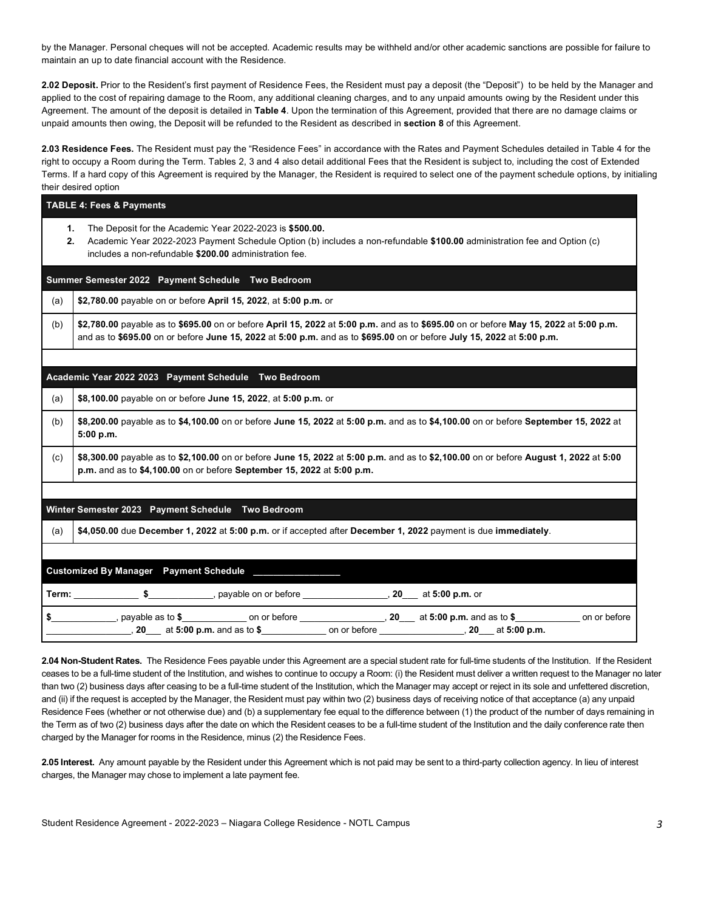by the Manager. Personal cheques will not be accepted. Academic results may be withheld and/or other academic sanctions are possible for failure to maintain an up to date financial account with the Residence.

**2.02 Deposit.** Prior to the Resident's first payment of Residence Fees, the Resident must pay a deposit (the "Deposit") to be held by the Manager and applied to the cost of repairing damage to the Room, any additional cleaning charges, and to any unpaid amounts owing by the Resident under this Agreement. The amount of the deposit is detailed in **Table 4**. Upon the termination of this Agreement, provided that there are no damage claims or unpaid amounts then owing, the Deposit will be refunded to the Resident as described in **section 8** of this Agreement.

**2.03 Residence Fees.** The Resident must pay the "Residence Fees" in accordance with the Rates and Payment Schedules detailed in Table 4 for the right to occupy a Room during the Term. Tables 2, 3 and 4 also detail additional Fees that the Resident is subject to, including the cost of Extended Terms. If a hard copy of this Agreement is required by the Manager, the Resident is required to select one of the payment schedule options, by initialing their desired option

| **TABLE 4: Fees & Payments** | |
|---|---|
| 1. The Deposit for the Academic Year 2022-2023 is **$500.00.**<br>2. Academic Year 2022-2023 Payment Schedule Option (b) includes a non-refundable **$100.00** administration fee and Option (c) includes a non-refundable **$200.00** administration fee. | |
| **Summer Semester 2022 Payment Schedule Two Bedroom** | |
| (a) | **$2,780.00** payable on or before **April 15, 2022**, at **5:00 p.m.** or |
| (b) | **$2,780.00** payable as to **$695.00** on or before **April 15, 2022** at **5:00 p.m.** and as to **$695.00** on or before **May 15, 2022** at **5:00 p.m.** and as to **$695.00** on or before **June 15, 2022** at **5:00 p.m.** and as to **$695.00** on or before **July 15, 2022** at **5:00 p.m.** |
| **Academic Year 2022 2023 Payment Schedule Two Bedroom** | |
| (a) | **$8,100.00** payable on or before **June 15, 2022**, at **5:00 p.m.** or |
| (b) | **$8,200.00** payable as to **$4,100.00** on or before **June 15, 2022** at **5:00 p.m.** and as to **$4,100.00** on or before **September 15, 2022** at **5:00 p.m.** |
| (c) | **$8,300.00** payable as to **$2,100.00** on or before **June 15, 2022** at **5:00 p.m.** and as to **$2,100.00** on or before **August 1, 2022** at **5:00 p.m.** and as to **$4,100.00** on or before **September 15, 2022** at **5:00 p.m.** |
| **Winter Semester 2023 Payment Schedule Two Bedroom** | |
| (a) | **$4,050.00** due **December 1, 2022** at **5:00 p.m.** or if accepted after **December 1, 2022** payment is due **immediately**. |
| **Customized By Manager Payment Schedule** ________________ | |
| **Term:** ____________ **$**____________, payable on or before ________________, **20**___ at **5:00 p.m.** or | |
| **$**____________, payable as to **$**____________ on or before ________________, **20**___ at **5:00 p.m.** and as to **$**____________ on or before ________________, **20**___ at **5:00 p.m.** and as to **$**____________ on or before ________________, **20**___ at **5:00 p.m.** | |

**2.04 Non-Student Rates.** The Residence Fees payable under this Agreement are a special student rate for full-time students of the Institution. If the Resident ceases to be a full-time student of the Institution, and wishes to continue to occupy a Room: (i) the Resident must deliver a written request to the Manager no later than two (2) business days after ceasing to be a full-time student of the Institution, which the Manager may accept or reject in its sole and unfettered discretion, and (ii) if the request is accepted by the Manager, the Resident must pay within two (2) business days of receiving notice of that acceptance (a) any unpaid Residence Fees (whether or not otherwise due) and (b) a supplementary fee equal to the difference between (1) the product of the number of days remaining in the Term as of two (2) business days after the date on which the Resident ceases to be a full-time student of the Institution and the daily conference rate then charged by the Manager for rooms in the Residence, minus (2) the Residence Fees.

**2.05 Interest.** Any amount payable by the Resident under this Agreement which is not paid may be sent to a third-party collection agency. In lieu of interest charges, the Manager may chose to implement a late payment fee.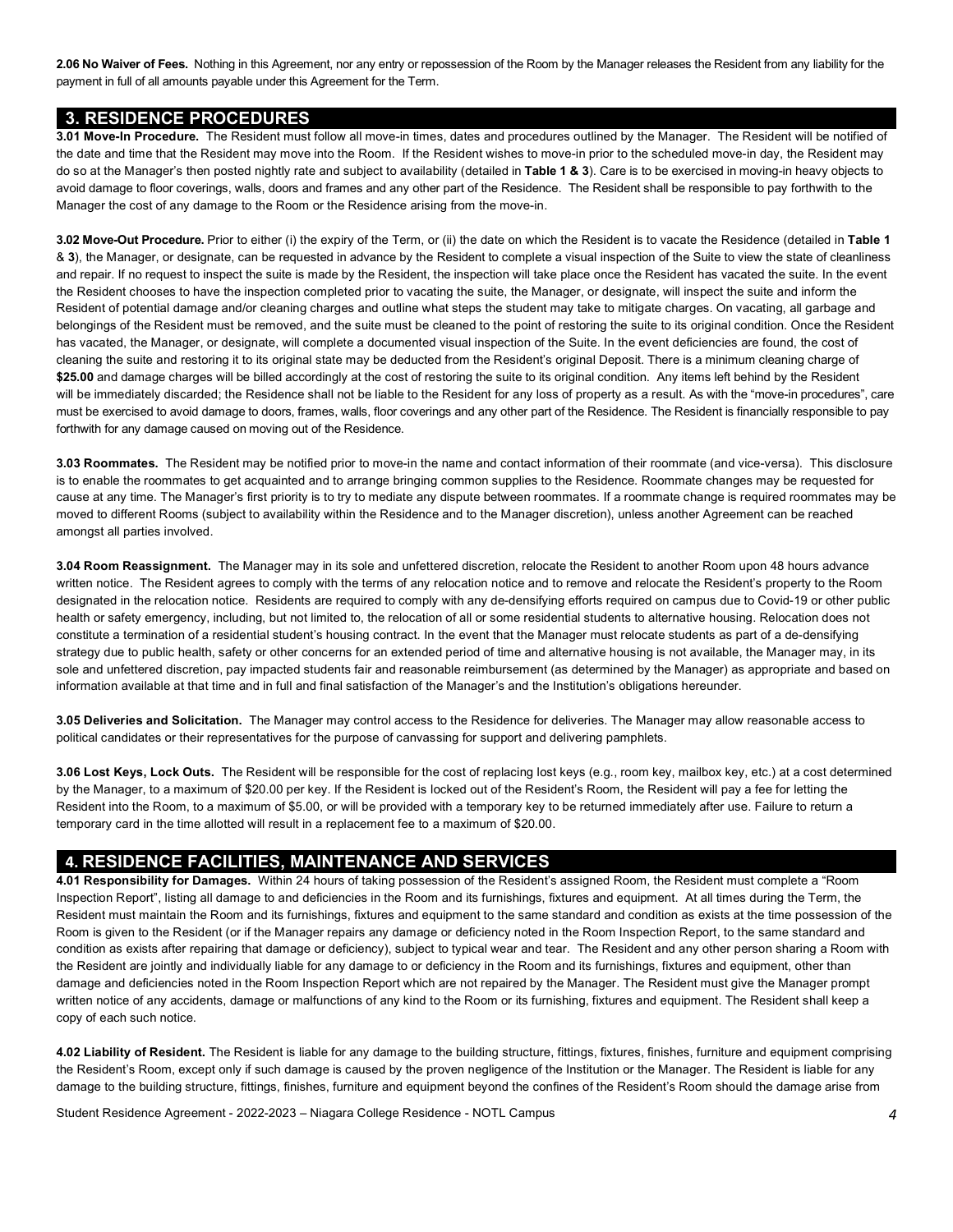**2.06 No Waiver of Fees.** Nothing in this Agreement, nor any entry or repossession of the Room by the Manager releases the Resident from any liability for the payment in full of all amounts payable under this Agreement for the Term.

## 3. RESIDENCE PROCEDURES

**3.01 Move-In Procedure.** The Resident must follow all move-in times, dates and procedures outlined by the Manager. The Resident will be notified of the date and time that the Resident may move into the Room. If the Resident wishes to move-in prior to the scheduled move-in day, the Resident may do so at the Manager's then posted nightly rate and subject to availability (detailed in **Table 1 & 3**). Care is to be exercised in moving-in heavy objects to avoid damage to floor coverings, walls, doors and frames and any other part of the Residence. The Resident shall be responsible to pay forthwith to the Manager the cost of any damage to the Room or the Residence arising from the move-in.

**3.02 Move-Out Procedure.** Prior to either (i) the expiry of the Term, or (ii) the date on which the Resident is to vacate the Residence (detailed in **Table 1** & **3**), the Manager, or designate, can be requested in advance by the Resident to complete a visual inspection of the Suite to view the state of cleanliness and repair. If no request to inspect the suite is made by the Resident, the inspection will take place once the Resident has vacated the suite. In the event the Resident chooses to have the inspection completed prior to vacating the suite, the Manager, or designate, will inspect the suite and inform the Resident of potential damage and/or cleaning charges and outline what steps the student may take to mitigate charges. On vacating, all garbage and belongings of the Resident must be removed, and the suite must be cleaned to the point of restoring the suite to its original condition. Once the Resident has vacated, the Manager, or designate, will complete a documented visual inspection of the Suite. In the event deficiencies are found, the cost of cleaning the suite and restoring it to its original state may be deducted from the Resident's original Deposit. There is a minimum cleaning charge of **$25.00** and damage charges will be billed accordingly at the cost of restoring the suite to its original condition. Any items left behind by the Resident will be immediately discarded; the Residence shall not be liable to the Resident for any loss of property as a result. As with the "move-in procedures", care must be exercised to avoid damage to doors, frames, walls, floor coverings and any other part of the Residence. The Resident is financially responsible to pay forthwith for any damage caused on moving out of the Residence.

**3.03 Roommates.** The Resident may be notified prior to move-in the name and contact information of their roommate (and vice-versa). This disclosure is to enable the roommates to get acquainted and to arrange bringing common supplies to the Residence. Roommate changes may be requested for cause at any time. The Manager's first priority is to try to mediate any dispute between roommates. If a roommate change is required roommates may be moved to different Rooms (subject to availability within the Residence and to the Manager discretion), unless another Agreement can be reached amongst all parties involved.

**3.04 Room Reassignment.** The Manager may in its sole and unfettered discretion, relocate the Resident to another Room upon 48 hours advance written notice. The Resident agrees to comply with the terms of any relocation notice and to remove and relocate the Resident's property to the Room designated in the relocation notice. Residents are required to comply with any de-densifying efforts required on campus due to Covid-19 or other public health or safety emergency, including, but not limited to, the relocation of all or some residential students to alternative housing. Relocation does not constitute a termination of a residential student's housing contract. In the event that the Manager must relocate students as part of a de-densifying strategy due to public health, safety or other concerns for an extended period of time and alternative housing is not available, the Manager may, in its sole and unfettered discretion, pay impacted students fair and reasonable reimbursement (as determined by the Manager) as appropriate and based on information available at that time and in full and final satisfaction of the Manager's and the Institution's obligations hereunder.

**3.05 Deliveries and Solicitation.** The Manager may control access to the Residence for deliveries. The Manager may allow reasonable access to political candidates or their representatives for the purpose of canvassing for support and delivering pamphlets.

**3.06 Lost Keys, Lock Outs.** The Resident will be responsible for the cost of replacing lost keys (e.g., room key, mailbox key, etc.) at a cost determined by the Manager, to a maximum of $20.00 per key. If the Resident is locked out of the Resident's Room, the Resident will pay a fee for letting the Resident into the Room, to a maximum of $5.00, or will be provided with a temporary key to be returned immediately after use. Failure to return a temporary card in the time allotted will result in a replacement fee to a maximum of $20.00.

## 4. RESIDENCE FACILITIES, MAINTENANCE AND SERVICES

**4.01 Responsibility for Damages.** Within 24 hours of taking possession of the Resident's assigned Room, the Resident must complete a "Room Inspection Report", listing all damage to and deficiencies in the Room and its furnishings, fixtures and equipment. At all times during the Term, the Resident must maintain the Room and its furnishings, fixtures and equipment to the same standard and condition as exists at the time possession of the Room is given to the Resident (or if the Manager repairs any damage or deficiency noted in the Room Inspection Report, to the same standard and condition as exists after repairing that damage or deficiency), subject to typical wear and tear. The Resident and any other person sharing a Room with the Resident are jointly and individually liable for any damage to or deficiency in the Room and its furnishings, fixtures and equipment, other than damage and deficiencies noted in the Room Inspection Report which are not repaired by the Manager. The Resident must give the Manager prompt written notice of any accidents, damage or malfunctions of any kind to the Room or its furnishing, fixtures and equipment. The Resident shall keep a copy of each such notice.

**4.02 Liability of Resident.** The Resident is liable for any damage to the building structure, fittings, fixtures, finishes, furniture and equipment comprising the Resident's Room, except only if such damage is caused by the proven negligence of the Institution or the Manager. The Resident is liable for any damage to the building structure, fittings, finishes, furniture and equipment beyond the confines of the Resident's Room should the damage arise from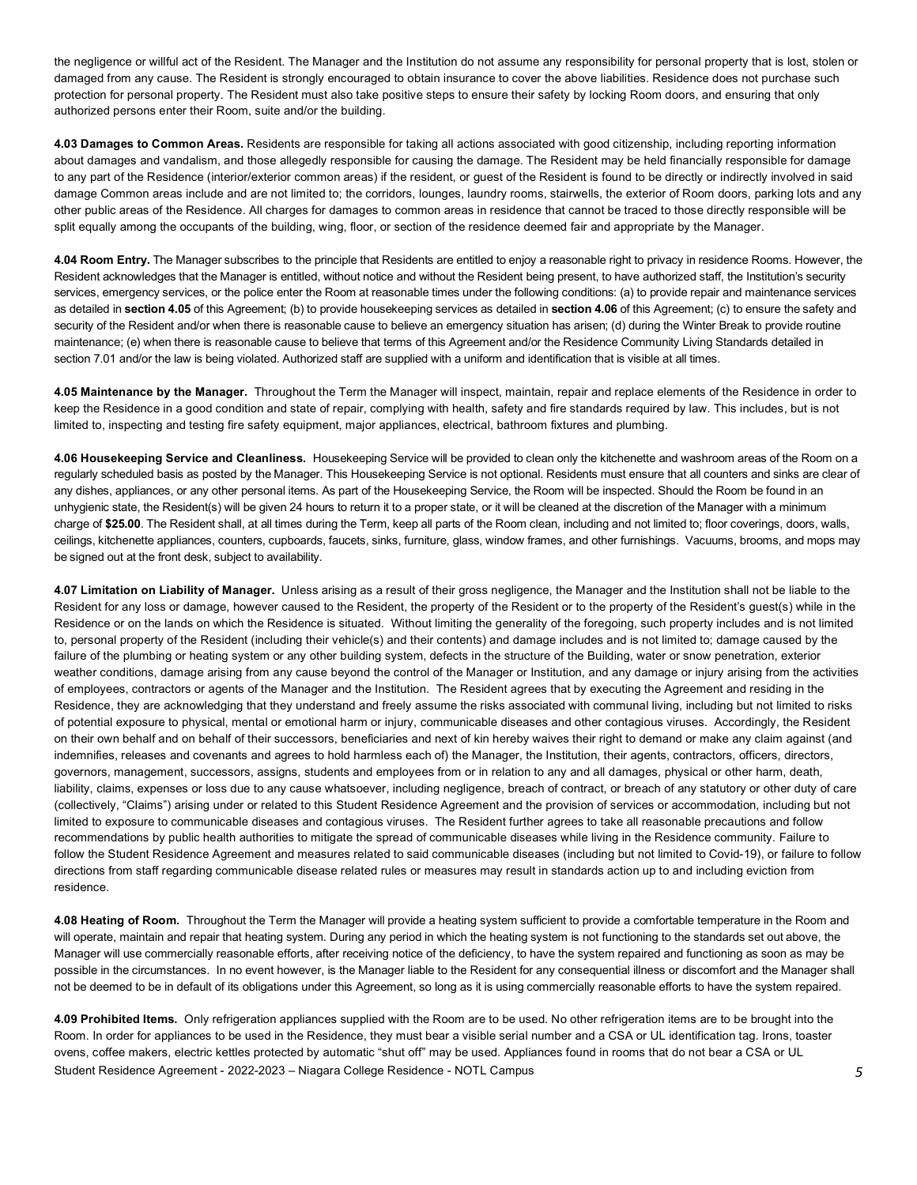the negligence or willful act of the Resident. The Manager and the Institution do not assume any responsibility for personal property that is lost, stolen or damaged from any cause. The Resident is strongly encouraged to obtain insurance to cover the above liabilities. Residence does not purchase such protection for personal property. The Resident must also take positive steps to ensure their safety by locking Room doors, and ensuring that only authorized persons enter their Room, suite and/or the building.

**4.03 Damages to Common Areas.** Residents are responsible for taking all actions associated with good citizenship, including reporting information about damages and vandalism, and those allegedly responsible for causing the damage. The Resident may be held financially responsible for damage to any part of the Residence (interior/exterior common areas) if the resident, or guest of the Resident is found to be directly or indirectly involved in said damage Common areas include and are not limited to; the corridors, lounges, laundry rooms, stairwells, the exterior of Room doors, parking lots and any other public areas of the Residence. All charges for damages to common areas in residence that cannot be traced to those directly responsible will be split equally among the occupants of the building, wing, floor, or section of the residence deemed fair and appropriate by the Manager.

**4.04 Room Entry.** The Manager subscribes to the principle that Residents are entitled to enjoy a reasonable right to privacy in residence Rooms. However, the Resident acknowledges that the Manager is entitled, without notice and without the Resident being present, to have authorized staff, the Institution's security services, emergency services, or the police enter the Room at reasonable times under the following conditions: (a) to provide repair and maintenance services as detailed in **section 4.05** of this Agreement; (b) to provide housekeeping services as detailed in **section 4.06** of this Agreement; (c) to ensure the safety and security of the Resident and/or when there is reasonable cause to believe an emergency situation has arisen; (d) during the Winter Break to provide routine maintenance; (e) when there is reasonable cause to believe that terms of this Agreement and/or the Residence Community Living Standards detailed in section 7.01 and/or the law is being violated. Authorized staff are supplied with a uniform and identification that is visible at all times.

**4.05 Maintenance by the Manager.** Throughout the Term the Manager will inspect, maintain, repair and replace elements of the Residence in order to keep the Residence in a good condition and state of repair, complying with health, safety and fire standards required by law. This includes, but is not limited to, inspecting and testing fire safety equipment, major appliances, electrical, bathroom fixtures and plumbing.

**4.06 Housekeeping Service and Cleanliness.** Housekeeping Service will be provided to clean only the kitchenette and washroom areas of the Room on a regularly scheduled basis as posted by the Manager. This Housekeeping Service is not optional. Residents must ensure that all counters and sinks are clear of any dishes, appliances, or any other personal items. As part of the Housekeeping Service, the Room will be inspected. Should the Room be found in an unhygienic state, the Resident(s) will be given 24 hours to return it to a proper state, or it will be cleaned at the discretion of the Manager with a minimum charge of **$25.00**. The Resident shall, at all times during the Term, keep all parts of the Room clean, including and not limited to; floor coverings, doors, walls, ceilings, kitchenette appliances, counters, cupboards, faucets, sinks, furniture, glass, window frames, and other furnishings. Vacuums, brooms, and mops may be signed out at the front desk, subject to availability.

**4.07 Limitation on Liability of Manager.** Unless arising as a result of their gross negligence, the Manager and the Institution shall not be liable to the Resident for any loss or damage, however caused to the Resident, the property of the Resident or to the property of the Resident's guest(s) while in the Residence or on the lands on which the Residence is situated. Without limiting the generality of the foregoing, such property includes and is not limited to, personal property of the Resident (including their vehicle(s) and their contents) and damage includes and is not limited to; damage caused by the failure of the plumbing or heating system or any other building system, defects in the structure of the Building, water or snow penetration, exterior weather conditions, damage arising from any cause beyond the control of the Manager or Institution, and any damage or injury arising from the activities of employees, contractors or agents of the Manager and the Institution. The Resident agrees that by executing the Agreement and residing in the Residence, they are acknowledging that they understand and freely assume the risks associated with communal living, including but not limited to risks of potential exposure to physical, mental or emotional harm or injury, communicable diseases and other contagious viruses. Accordingly, the Resident on their own behalf and on behalf of their successors, beneficiaries and next of kin hereby waives their right to demand or make any claim against (and indemnifies, releases and covenants and agrees to hold harmless each of) the Manager, the Institution, their agents, contractors, officers, directors, governors, management, successors, assigns, students and employees from or in relation to any and all damages, physical or other harm, death, liability, claims, expenses or loss due to any cause whatsoever, including negligence, breach of contract, or breach of any statutory or other duty of care (collectively, "Claims") arising under or related to this Student Residence Agreement and the provision of services or accommodation, including but not limited to exposure to communicable diseases and contagious viruses. The Resident further agrees to take all reasonable precautions and follow recommendations by public health authorities to mitigate the spread of communicable diseases while living in the Residence community. Failure to follow the Student Residence Agreement and measures related to said communicable diseases (including but not limited to Covid-19), or failure to follow directions from staff regarding communicable disease related rules or measures may result in standards action up to and including eviction from residence.

**4.08 Heating of Room.** Throughout the Term the Manager will provide a heating system sufficient to provide a comfortable temperature in the Room and will operate, maintain and repair that heating system. During any period in which the heating system is not functioning to the standards set out above, the Manager will use commercially reasonable efforts, after receiving notice of the deficiency, to have the system repaired and functioning as soon as may be possible in the circumstances. In no event however, is the Manager liable to the Resident for any consequential illness or discomfort and the Manager shall not be deemed to be in default of its obligations under this Agreement, so long as it is using commercially reasonable efforts to have the system repaired.

**4.09 Prohibited Items.** Only refrigeration appliances supplied with the Room are to be used. No other refrigeration items are to be brought into the Room. In order for appliances to be used in the Residence, they must bear a visible serial number and a CSA or UL identification tag. Irons, toaster ovens, coffee makers, electric kettles protected by automatic "shut off" may be used. Appliances found in rooms that do not bear a CSA or UL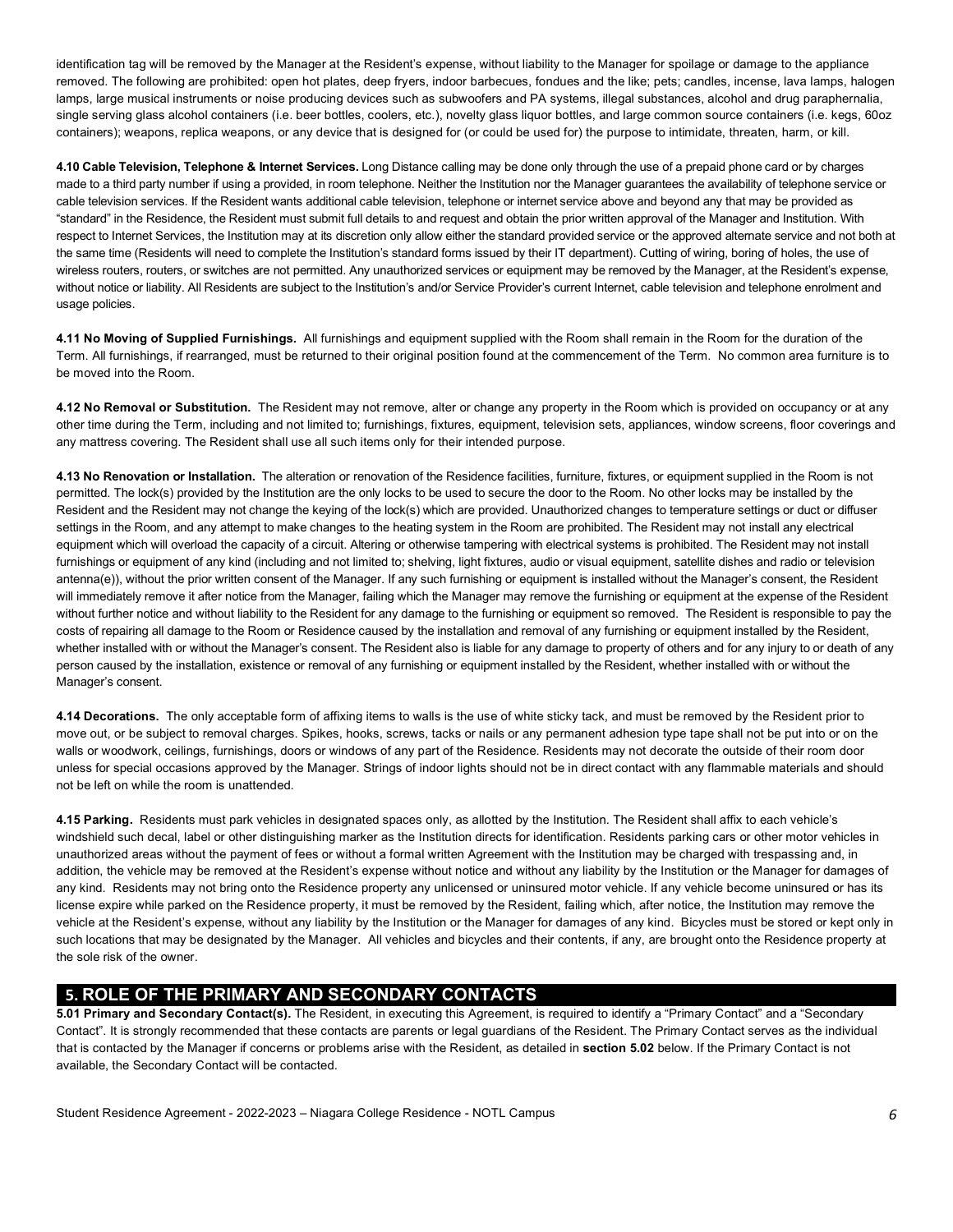identification tag will be removed by the Manager at the Resident's expense, without liability to the Manager for spoilage or damage to the appliance removed. The following are prohibited: open hot plates, deep fryers, indoor barbecues, fondues and the like; pets; candles, incense, lava lamps, halogen lamps, large musical instruments or noise producing devices such as subwoofers and PA systems, illegal substances, alcohol and drug paraphernalia, single serving glass alcohol containers (i.e. beer bottles, coolers, etc.), novelty glass liquor bottles, and large common source containers (i.e. kegs, 60oz containers); weapons, replica weapons, or any device that is designed for (or could be used for) the purpose to intimidate, threaten, harm, or kill.

**4.10 Cable Television, Telephone & Internet Services.** Long Distance calling may be done only through the use of a prepaid phone card or by charges made to a third party number if using a provided, in room telephone. Neither the Institution nor the Manager guarantees the availability of telephone service or cable television services. If the Resident wants additional cable television, telephone or internet service above and beyond any that may be provided as "standard" in the Residence, the Resident must submit full details to and request and obtain the prior written approval of the Manager and Institution. With respect to Internet Services, the Institution may at its discretion only allow either the standard provided service or the approved alternate service and not both at the same time (Residents will need to complete the Institution's standard forms issued by their IT department). Cutting of wiring, boring of holes, the use of wireless routers, routers, or switches are not permitted. Any unauthorized services or equipment may be removed by the Manager, at the Resident's expense, without notice or liability. All Residents are subject to the Institution's and/or Service Provider's current Internet, cable television and telephone enrolment and usage policies.

**4.11 No Moving of Supplied Furnishings.** All furnishings and equipment supplied with the Room shall remain in the Room for the duration of the Term. All furnishings, if rearranged, must be returned to their original position found at the commencement of the Term. No common area furniture is to be moved into the Room.

**4.12 No Removal or Substitution.** The Resident may not remove, alter or change any property in the Room which is provided on occupancy or at any other time during the Term, including and not limited to; furnishings, fixtures, equipment, television sets, appliances, window screens, floor coverings and any mattress covering. The Resident shall use all such items only for their intended purpose.

**4.13 No Renovation or Installation.** The alteration or renovation of the Residence facilities, furniture, fixtures, or equipment supplied in the Room is not permitted. The lock(s) provided by the Institution are the only locks to be used to secure the door to the Room. No other locks may be installed by the Resident and the Resident may not change the keying of the lock(s) which are provided. Unauthorized changes to temperature settings or duct or diffuser settings in the Room, and any attempt to make changes to the heating system in the Room are prohibited. The Resident may not install any electrical equipment which will overload the capacity of a circuit. Altering or otherwise tampering with electrical systems is prohibited. The Resident may not install furnishings or equipment of any kind (including and not limited to; shelving, light fixtures, audio or visual equipment, satellite dishes and radio or television antenna(e)), without the prior written consent of the Manager. If any such furnishing or equipment is installed without the Manager's consent, the Resident will immediately remove it after notice from the Manager, failing which the Manager may remove the furnishing or equipment at the expense of the Resident without further notice and without liability to the Resident for any damage to the furnishing or equipment so removed. The Resident is responsible to pay the costs of repairing all damage to the Room or Residence caused by the installation and removal of any furnishing or equipment installed by the Resident, whether installed with or without the Manager's consent. The Resident also is liable for any damage to property of others and for any injury to or death of any person caused by the installation, existence or removal of any furnishing or equipment installed by the Resident, whether installed with or without the Manager's consent.

**4.14 Decorations.** The only acceptable form of affixing items to walls is the use of white sticky tack, and must be removed by the Resident prior to move out, or be subject to removal charges. Spikes, hooks, screws, tacks or nails or any permanent adhesion type tape shall not be put into or on the walls or woodwork, ceilings, furnishings, doors or windows of any part of the Residence. Residents may not decorate the outside of their room door unless for special occasions approved by the Manager. Strings of indoor lights should not be in direct contact with any flammable materials and should not be left on while the room is unattended.

**4.15 Parking.** Residents must park vehicles in designated spaces only, as allotted by the Institution. The Resident shall affix to each vehicle's windshield such decal, label or other distinguishing marker as the Institution directs for identification. Residents parking cars or other motor vehicles in unauthorized areas without the payment of fees or without a formal written Agreement with the Institution may be charged with trespassing and, in addition, the vehicle may be removed at the Resident's expense without notice and without any liability by the Institution or the Manager for damages of any kind. Residents may not bring onto the Residence property any unlicensed or uninsured motor vehicle. If any vehicle become uninsured or has its license expire while parked on the Residence property, it must be removed by the Resident, failing which, after notice, the Institution may remove the vehicle at the Resident's expense, without any liability by the Institution or the Manager for damages of any kind. Bicycles must be stored or kept only in such locations that may be designated by the Manager. All vehicles and bicycles and their contents, if any, are brought onto the Residence property at the sole risk of the owner.

## 5. ROLE OF THE PRIMARY AND SECONDARY CONTACTS

**5.01 Primary and Secondary Contact(s).** The Resident, in executing this Agreement, is required to identify a "Primary Contact" and a "Secondary Contact". It is strongly recommended that these contacts are parents or legal guardians of the Resident. The Primary Contact serves as the individual that is contacted by the Manager if concerns or problems arise with the Resident, as detailed in **section 5.02** below. If the Primary Contact is not available, the Secondary Contact will be contacted.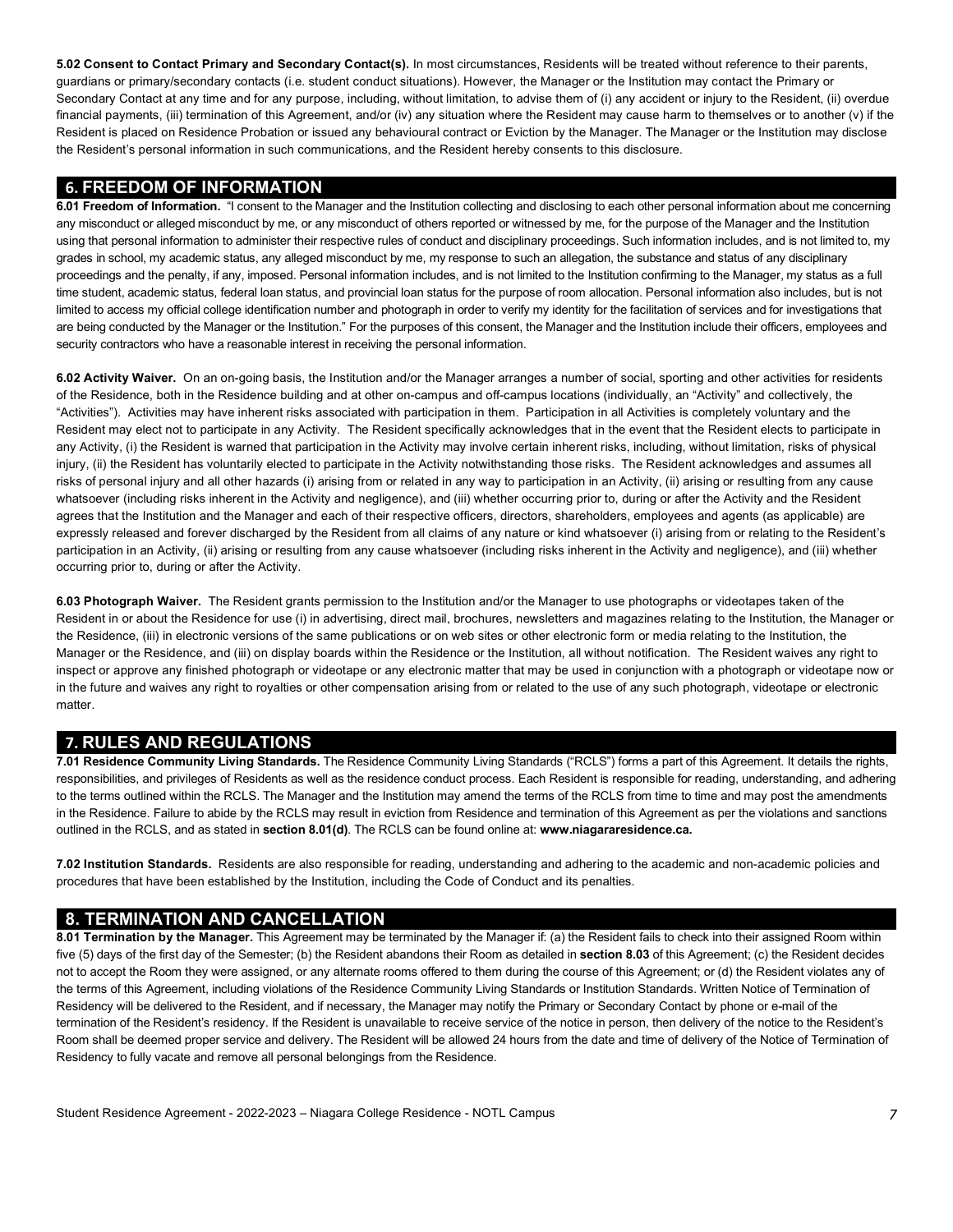**5.02 Consent to Contact Primary and Secondary Contact(s).** In most circumstances, Residents will be treated without reference to their parents, guardians or primary/secondary contacts (i.e. student conduct situations). However, the Manager or the Institution may contact the Primary or Secondary Contact at any time and for any purpose, including, without limitation, to advise them of (i) any accident or injury to the Resident, (ii) overdue financial payments, (iii) termination of this Agreement, and/or (iv) any situation where the Resident may cause harm to themselves or to another (v) if the Resident is placed on Residence Probation or issued any behavioural contract or Eviction by the Manager. The Manager or the Institution may disclose the Resident's personal information in such communications, and the Resident hereby consents to this disclosure.

## 6. FREEDOM OF INFORMATION

**6.01 Freedom of Information.** "I consent to the Manager and the Institution collecting and disclosing to each other personal information about me concerning any misconduct or alleged misconduct by me, or any misconduct of others reported or witnessed by me, for the purpose of the Manager and the Institution using that personal information to administer their respective rules of conduct and disciplinary proceedings. Such information includes, and is not limited to, my grades in school, my academic status, any alleged misconduct by me, my response to such an allegation, the substance and status of any disciplinary proceedings and the penalty, if any, imposed. Personal information includes, and is not limited to the Institution confirming to the Manager, my status as a full time student, academic status, federal loan status, and provincial loan status for the purpose of room allocation. Personal information also includes, but is not limited to access my official college identification number and photograph in order to verify my identity for the facilitation of services and for investigations that are being conducted by the Manager or the Institution." For the purposes of this consent, the Manager and the Institution include their officers, employees and security contractors who have a reasonable interest in receiving the personal information.

**6.02 Activity Waiver.** On an on-going basis, the Institution and/or the Manager arranges a number of social, sporting and other activities for residents of the Residence, both in the Residence building and at other on-campus and off-campus locations (individually, an "Activity" and collectively, the "Activities"). Activities may have inherent risks associated with participation in them. Participation in all Activities is completely voluntary and the Resident may elect not to participate in any Activity. The Resident specifically acknowledges that in the event that the Resident elects to participate in any Activity, (i) the Resident is warned that participation in the Activity may involve certain inherent risks, including, without limitation, risks of physical injury, (ii) the Resident has voluntarily elected to participate in the Activity notwithstanding those risks. The Resident acknowledges and assumes all risks of personal injury and all other hazards (i) arising from or related in any way to participation in an Activity, (ii) arising or resulting from any cause whatsoever (including risks inherent in the Activity and negligence), and (iii) whether occurring prior to, during or after the Activity and the Resident agrees that the Institution and the Manager and each of their respective officers, directors, shareholders, employees and agents (as applicable) are expressly released and forever discharged by the Resident from all claims of any nature or kind whatsoever (i) arising from or relating to the Resident's participation in an Activity, (ii) arising or resulting from any cause whatsoever (including risks inherent in the Activity and negligence), and (iii) whether occurring prior to, during or after the Activity.

**6.03 Photograph Waiver.** The Resident grants permission to the Institution and/or the Manager to use photographs or videotapes taken of the Resident in or about the Residence for use (i) in advertising, direct mail, brochures, newsletters and magazines relating to the Institution, the Manager or the Residence, (iii) in electronic versions of the same publications or on web sites or other electronic form or media relating to the Institution, the Manager or the Residence, and (iii) on display boards within the Residence or the Institution, all without notification. The Resident waives any right to inspect or approve any finished photograph or videotape or any electronic matter that may be used in conjunction with a photograph or videotape now or in the future and waives any right to royalties or other compensation arising from or related to the use of any such photograph, videotape or electronic matter.

## 7. RULES AND REGULATIONS

**7.01 Residence Community Living Standards.** The Residence Community Living Standards ("RCLS") forms a part of this Agreement. It details the rights, responsibilities, and privileges of Residents as well as the residence conduct process. Each Resident is responsible for reading, understanding, and adhering to the terms outlined within the RCLS. The Manager and the Institution may amend the terms of the RCLS from time to time and may post the amendments in the Residence. Failure to abide by the RCLS may result in eviction from Residence and termination of this Agreement as per the violations and sanctions outlined in the RCLS, and as stated in **section 8.01(d)**. The RCLS can be found online at: **www.niagararesidence.ca.**

**7.02 Institution Standards.** Residents are also responsible for reading, understanding and adhering to the academic and non-academic policies and procedures that have been established by the Institution, including the Code of Conduct and its penalties.

## 8. TERMINATION AND CANCELLATION

**8.01 Termination by the Manager.** This Agreement may be terminated by the Manager if: (a) the Resident fails to check into their assigned Room within five (5) days of the first day of the Semester; (b) the Resident abandons their Room as detailed in **section 8.03** of this Agreement; (c) the Resident decides not to accept the Room they were assigned, or any alternate rooms offered to them during the course of this Agreement; or (d) the Resident violates any of the terms of this Agreement, including violations of the Residence Community Living Standards or Institution Standards. Written Notice of Termination of Residency will be delivered to the Resident, and if necessary, the Manager may notify the Primary or Secondary Contact by phone or e-mail of the termination of the Resident's residency. If the Resident is unavailable to receive service of the notice in person, then delivery of the notice to the Resident's Room shall be deemed proper service and delivery. The Resident will be allowed 24 hours from the date and time of delivery of the Notice of Termination of Residency to fully vacate and remove all personal belongings from the Residence.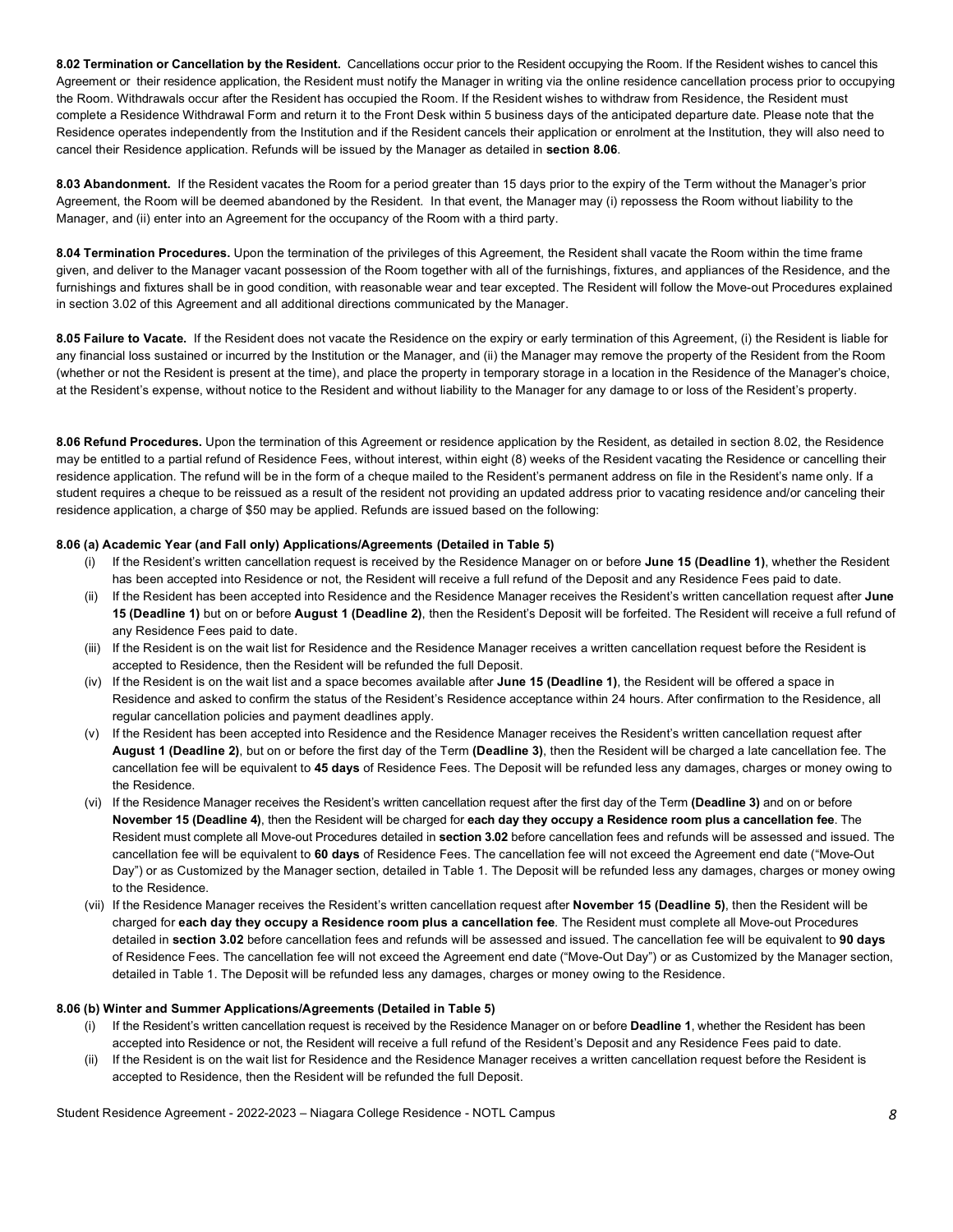**8.02 Termination or Cancellation by the Resident.** Cancellations occur prior to the Resident occupying the Room. If the Resident wishes to cancel this Agreement or their residence application, the Resident must notify the Manager in writing via the online residence cancellation process prior to occupying the Room. Withdrawals occur after the Resident has occupied the Room. If the Resident wishes to withdraw from Residence, the Resident must complete a Residence Withdrawal Form and return it to the Front Desk within 5 business days of the anticipated departure date. Please note that the Residence operates independently from the Institution and if the Resident cancels their application or enrolment at the Institution, they will also need to cancel their Residence application. Refunds will be issued by the Manager as detailed in **section 8.06**.

**8.03 Abandonment.** If the Resident vacates the Room for a period greater than 15 days prior to the expiry of the Term without the Manager's prior Agreement, the Room will be deemed abandoned by the Resident. In that event, the Manager may (i) repossess the Room without liability to the Manager, and (ii) enter into an Agreement for the occupancy of the Room with a third party.

**8.04 Termination Procedures.** Upon the termination of the privileges of this Agreement, the Resident shall vacate the Room within the time frame given, and deliver to the Manager vacant possession of the Room together with all of the furnishings, fixtures, and appliances of the Residence, and the furnishings and fixtures shall be in good condition, with reasonable wear and tear excepted. The Resident will follow the Move-out Procedures explained in section 3.02 of this Agreement and all additional directions communicated by the Manager.

**8.05 Failure to Vacate.** If the Resident does not vacate the Residence on the expiry or early termination of this Agreement, (i) the Resident is liable for any financial loss sustained or incurred by the Institution or the Manager, and (ii) the Manager may remove the property of the Resident from the Room (whether or not the Resident is present at the time), and place the property in temporary storage in a location in the Residence of the Manager's choice, at the Resident's expense, without notice to the Resident and without liability to the Manager for any damage to or loss of the Resident's property.

**8.06 Refund Procedures.** Upon the termination of this Agreement or residence application by the Resident, as detailed in section 8.02, the Residence may be entitled to a partial refund of Residence Fees, without interest, within eight (8) weeks of the Resident vacating the Residence or cancelling their residence application. The refund will be in the form of a cheque mailed to the Resident's permanent address on file in the Resident's name only. If a student requires a cheque to be reissued as a result of the resident not providing an updated address prior to vacating residence and/or canceling their residence application, a charge of $50 may be applied. Refunds are issued based on the following:

**8.06 (a) Academic Year (and Fall only) Applications/Agreements (Detailed in Table 5)**

(i) If the Resident's written cancellation request is received by the Residence Manager on or before **June 15 (Deadline 1)**, whether the Resident has been accepted into Residence or not, the Resident will receive a full refund of the Deposit and any Residence Fees paid to date.

(ii) If the Resident has been accepted into Residence and the Residence Manager receives the Resident's written cancellation request after **June 15 (Deadline 1)** but on or before **August 1 (Deadline 2)**, then the Resident's Deposit will be forfeited. The Resident will receive a full refund of any Residence Fees paid to date.

(iii) If the Resident is on the wait list for Residence and the Residence Manager receives a written cancellation request before the Resident is accepted to Residence, then the Resident will be refunded the full Deposit.

(iv) If the Resident is on the wait list and a space becomes available after **June 15 (Deadline 1)**, the Resident will be offered a space in Residence and asked to confirm the status of the Resident's Residence acceptance within 24 hours. After confirmation to the Residence, all regular cancellation policies and payment deadlines apply.

(v) If the Resident has been accepted into Residence and the Residence Manager receives the Resident's written cancellation request after **August 1 (Deadline 2)**, but on or before the first day of the Term **(Deadline 3)**, then the Resident will be charged a late cancellation fee. The cancellation fee will be equivalent to **45 days** of Residence Fees. The Deposit will be refunded less any damages, charges or money owing to the Residence.

(vi) If the Residence Manager receives the Resident's written cancellation request after the first day of the Term **(Deadline 3)** and on or before **November 15 (Deadline 4)**, then the Resident will be charged for **each day they occupy a Residence room plus a cancellation fee**. The Resident must complete all Move-out Procedures detailed in **section 3.02** before cancellation fees and refunds will be assessed and issued. The cancellation fee will be equivalent to **60 days** of Residence Fees. The cancellation fee will not exceed the Agreement end date ("Move-Out Day") or as Customized by the Manager section, detailed in Table 1. The Deposit will be refunded less any damages, charges or money owing to the Residence.

(vii) If the Residence Manager receives the Resident's written cancellation request after **November 15 (Deadline 5)**, then the Resident will be charged for **each day they occupy a Residence room plus a cancellation fee**. The Resident must complete all Move-out Procedures detailed in **section 3.02** before cancellation fees and refunds will be assessed and issued. The cancellation fee will be equivalent to **90 days** of Residence Fees. The cancellation fee will not exceed the Agreement end date ("Move-Out Day") or as Customized by the Manager section, detailed in Table 1. The Deposit will be refunded less any damages, charges or money owing to the Residence.

**8.06 (b) Winter and Summer Applications/Agreements (Detailed in Table 5)**

(i) If the Resident's written cancellation request is received by the Residence Manager on or before **Deadline 1**, whether the Resident has been accepted into Residence or not, the Resident will receive a full refund of the Resident's Deposit and any Residence Fees paid to date.

(ii) If the Resident is on the wait list for Residence and the Residence Manager receives a written cancellation request before the Resident is accepted to Residence, then the Resident will be refunded the full Deposit.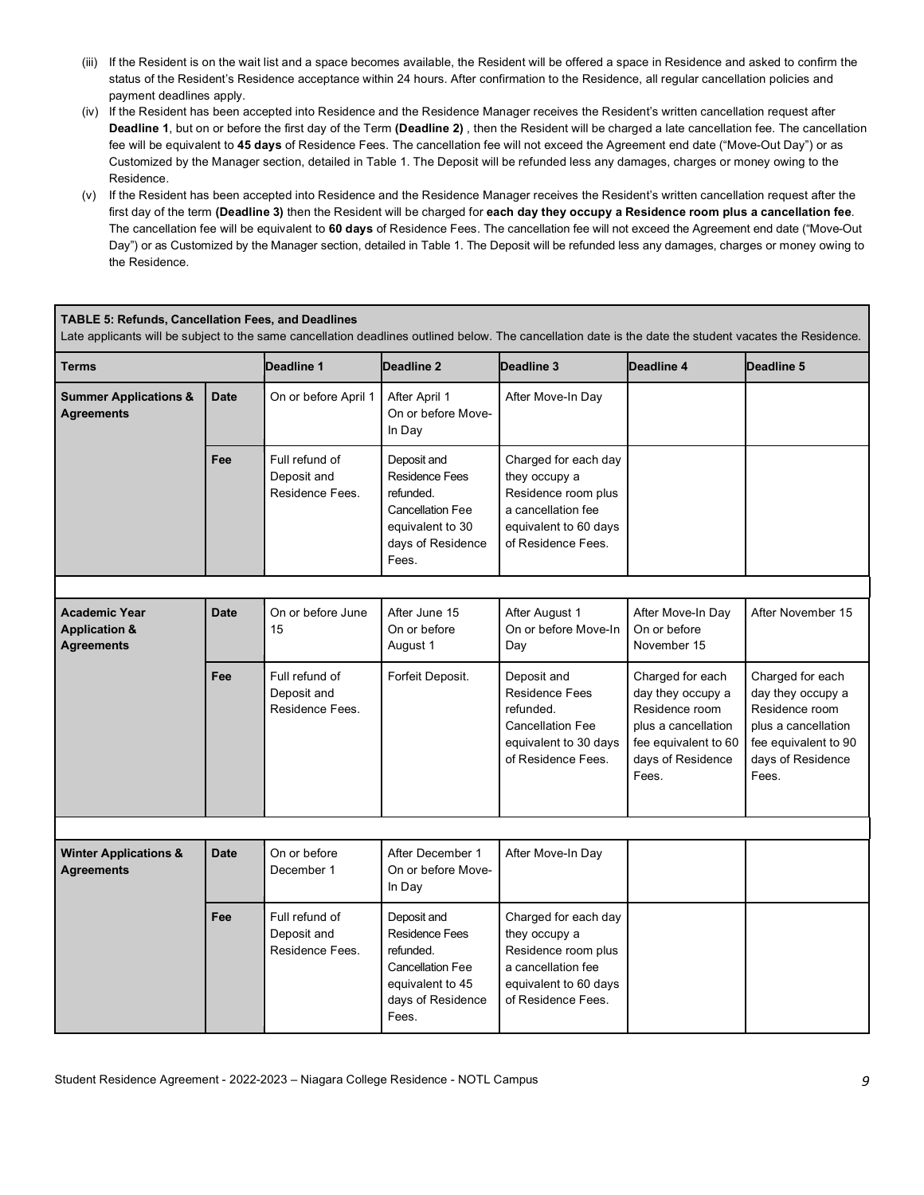(iii) If the Resident is on the wait list and a space becomes available, the Resident will be offered a space in Residence and asked to confirm the status of the Resident's Residence acceptance within 24 hours. After confirmation to the Residence, all regular cancellation policies and payment deadlines apply.

(iv) If the Resident has been accepted into Residence and the Residence Manager receives the Resident's written cancellation request after **Deadline 1**, but on or before the first day of the Term **(Deadline 2)** , then the Resident will be charged a late cancellation fee. The cancellation fee will be equivalent to **45 days** of Residence Fees. The cancellation fee will not exceed the Agreement end date ("Move-Out Day") or as Customized by the Manager section, detailed in Table 1. The Deposit will be refunded less any damages, charges or money owing to the Residence.

(v) If the Resident has been accepted into Residence and the Residence Manager receives the Resident's written cancellation request after the first day of the term **(Deadline 3)** then the Resident will be charged for **each day they occupy a Residence room plus a cancellation fee**. The cancellation fee will be equivalent to **60 days** of Residence Fees. The cancellation fee will not exceed the Agreement end date ("Move-Out Day") or as Customized by the Manager section, detailed in Table 1. The Deposit will be refunded less any damages, charges or money owing to the Residence.

**TABLE 5: Refunds, Cancellation Fees, and Deadlines**

Late applicants will be subject to the same cancellation deadlines outlined below. The cancellation date is the date the student vacates the Residence.

| Terms | | Deadline 1 | Deadline 2 | Deadline 3 | Deadline 4 | Deadline 5 |
|---|---|---|---|---|---|---|
| **Summer Applications & Agreements** | **Date** | On or before April 1 | After April 1 On or before Move-In Day | After Move-In Day | | |
| | **Fee** | Full refund of Deposit and Residence Fees. | Deposit and Residence Fees refunded. Cancellation Fee equivalent to 30 days of Residence Fees. | Charged for each day they occupy a Residence room plus a cancellation fee equivalent to 60 days of Residence Fees. | | |
| **Academic Year Application & Agreements** | **Date** | On or before June 15 | After June 15 On or before August 1 | After August 1 On or before Move-In Day | After Move-In Day On or before November 15 | After November 15 |
| | **Fee** | Full refund of Deposit and Residence Fees. | Forfeit Deposit. | Deposit and Residence Fees refunded. Cancellation Fee equivalent to 30 days of Residence Fees. | Charged for each day they occupy a Residence room plus a cancellation fee equivalent to 60 days of Residence Fees. | Charged for each day they occupy a Residence room plus a cancellation fee equivalent to 90 days of Residence Fees. |
| **Winter Applications & Agreements** | **Date** | On or before December 1 | After December 1 On or before Move-In Day | After Move-In Day | | |
| | **Fee** | Full refund of Deposit and Residence Fees. | Deposit and Residence Fees refunded. Cancellation Fee equivalent to 45 days of Residence Fees. | Charged for each day they occupy a Residence room plus a cancellation fee equivalent to 60 days of Residence Fees. | | |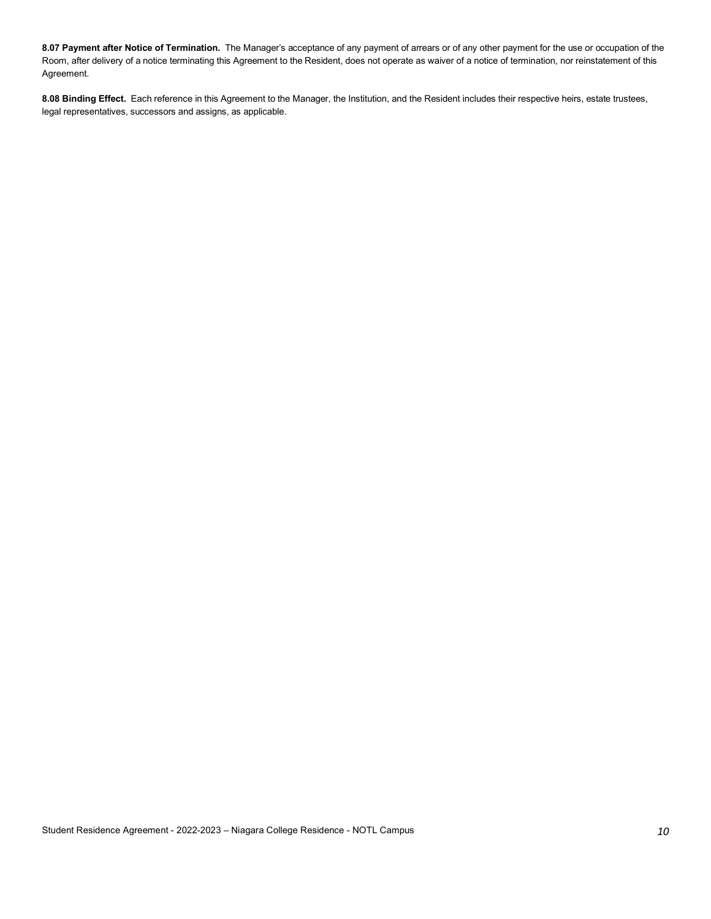**8.07 Payment after Notice of Termination.** The Manager's acceptance of any payment of arrears or of any other payment for the use or occupation of the Room, after delivery of a notice terminating this Agreement to the Resident, does not operate as waiver of a notice of termination, nor reinstatement of this Agreement.

**8.08 Binding Effect.** Each reference in this Agreement to the Manager, the Institution, and the Resident includes their respective heirs, estate trustees, legal representatives, successors and assigns, as applicable.